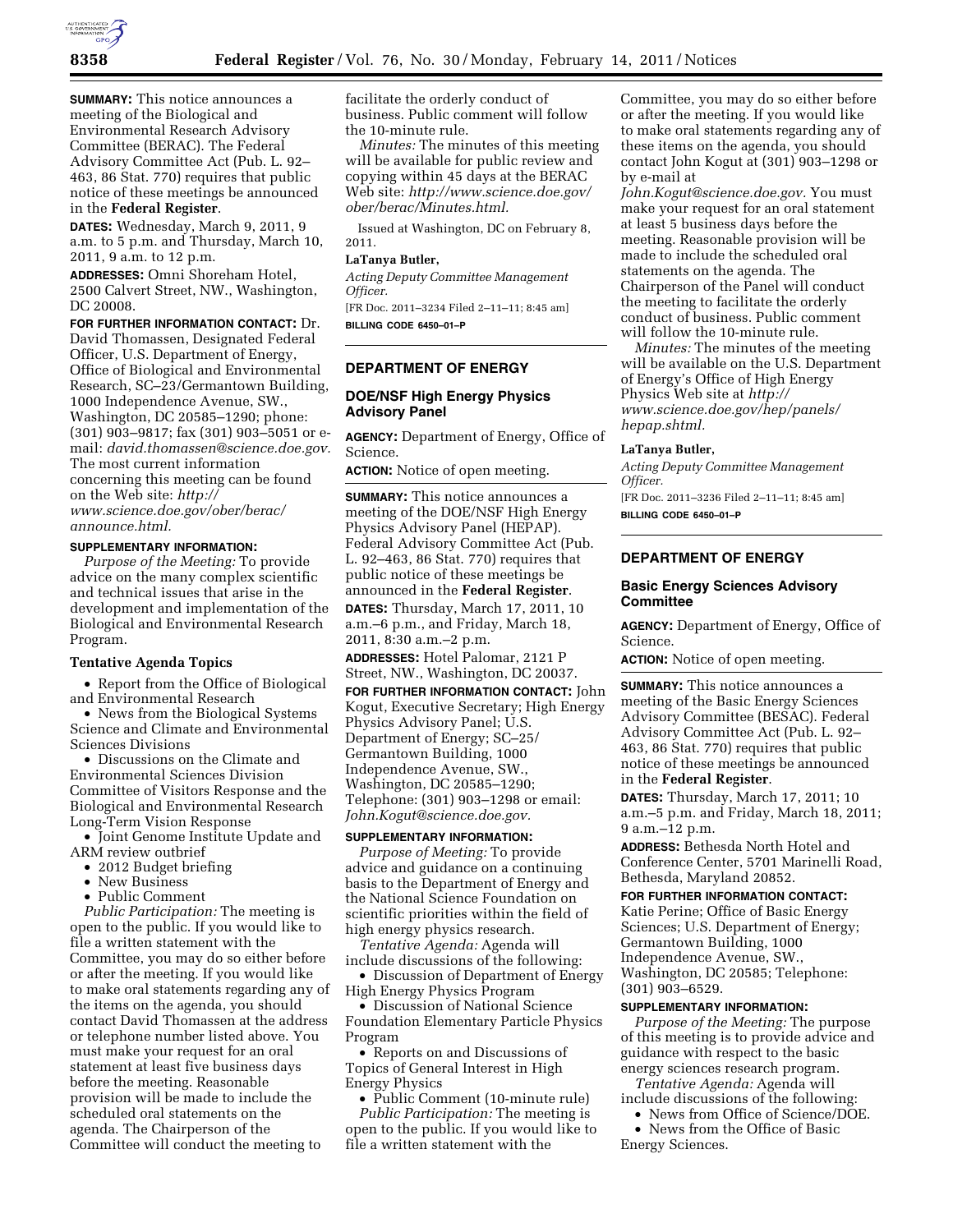**SUMMARY:** This notice announces a meeting of the Biological and Environmental Research Advisory Committee (BERAC). The Federal Advisory Committee Act (Pub. L. 92–463, 86 Stat. 770) requires that public notice of these meetings be announced in the **Federal Register**.

**DATES:** Wednesday, March 9, 2011, 9 a.m. to 5 p.m. and Thursday, March 10, 2011, 9 a.m. to 12 p.m.

**ADDRESSES:** Omni Shoreham Hotel, 2500 Calvert Street, NW., Washington, DC 20008.

**FOR FURTHER INFORMATION CONTACT:** Dr. David Thomassen, Designated Federal Officer, U.S. Department of Energy, Office of Biological and Environmental Research, SC–23/Germantown Building, 1000 Independence Avenue, SW., Washington, DC 20585–1290; phone: (301) 903–9817; fax (301) 903–5051 or e-mail: *david.thomassen@science.doe.gov.* The most current information concerning this meeting can be found on the Web site: *http://www.science.doe.gov/ober/berac/announce.html.*

**SUPPLEMENTARY INFORMATION:**

*Purpose of the Meeting:* To provide advice on the many complex scientific and technical issues that arise in the development and implementation of the Biological and Environmental Research Program.

**Tentative Agenda Topics**

- Report from the Office of Biological and Environmental Research
- News from the Biological Systems Science and Climate and Environmental Sciences Divisions
- Discussions on the Climate and Environmental Sciences Division Committee of Visitors Response and the Biological and Environmental Research Long-Term Vision Response
- Joint Genome Institute Update and ARM review outbrief
- 2012 Budget briefing
- New Business
- Public Comment

*Public Participation:* The meeting is open to the public. If you would like to file a written statement with the Committee, you may do so either before or after the meeting. If you would like to make oral statements regarding any of the items on the agenda, you should contact David Thomassen at the address or telephone number listed above. You must make your request for an oral statement at least five business days before the meeting. Reasonable provision will be made to include the scheduled oral statements on the agenda. The Chairperson of the Committee will conduct the meeting to facilitate the orderly conduct of business. Public comment will follow the 10-minute rule.

*Minutes:* The minutes of this meeting will be available for public review and copying within 45 days at the BERAC Web site: *http://www.science.doe.gov/ober/berac/Minutes.html.*

Issued at Washington, DC on February 8, 2011.

**LaTanya Butler,**

*Acting Deputy Committee Management Officer.*

[FR Doc. 2011–3234 Filed 2–11–11; 8:45 am]

**BILLING CODE 6450–01–P**

## DEPARTMENT OF ENERGY

### DOE/NSF High Energy Physics Advisory Panel

**AGENCY:** Department of Energy, Office of Science.

**ACTION:** Notice of open meeting.

**SUMMARY:** This notice announces a meeting of the DOE/NSF High Energy Physics Advisory Panel (HEPAP). Federal Advisory Committee Act (Pub. L. 92–463, 86 Stat. 770) requires that public notice of these meetings be announced in the **Federal Register**.

**DATES:** Thursday, March 17, 2011, 10 a.m.–6 p.m., and Friday, March 18, 2011, 8:30 a.m.–2 p.m.

**ADDRESSES:** Hotel Palomar, 2121 P Street, NW., Washington, DC 20037.

**FOR FURTHER INFORMATION CONTACT:** John Kogut, Executive Secretary; High Energy Physics Advisory Panel; U.S. Department of Energy; SC–25/Germantown Building, 1000 Independence Avenue, SW., Washington, DC 20585–1290; Telephone: (301) 903–1298 or email: *John.Kogut@science.doe.gov.*

**SUPPLEMENTARY INFORMATION:**

*Purpose of Meeting:* To provide advice and guidance on a continuing basis to the Department of Energy and the National Science Foundation on scientific priorities within the field of high energy physics research.

*Tentative Agenda:* Agenda will include discussions of the following:

- Discussion of Department of Energy High Energy Physics Program
- Discussion of National Science Foundation Elementary Particle Physics Program
- Reports on and Discussions of Topics of General Interest in High Energy Physics
- Public Comment (10-minute rule)

*Public Participation:* The meeting is open to the public. If you would like to file a written statement with the Committee, you may do so either before or after the meeting. If you would like to make oral statements regarding any of these items on the agenda, you should contact John Kogut at (301) 903–1298 or by e-mail at *John.Kogut@science.doe.gov.* You must make your request for an oral statement at least 5 business days before the meeting. Reasonable provision will be made to include the scheduled oral statements on the agenda. The Chairperson of the Panel will conduct the meeting to facilitate the orderly conduct of business. Public comment will follow the 10-minute rule.

*Minutes:* The minutes of the meeting will be available on the U.S. Department of Energy's Office of High Energy Physics Web site at *http://www.science.doe.gov/hep/panels/hepap.shtml.*

**LaTanya Butler,**

*Acting Deputy Committee Management Officer.*

[FR Doc. 2011–3236 Filed 2–11–11; 8:45 am]

**BILLING CODE 6450–01–P**

## DEPARTMENT OF ENERGY

### Basic Energy Sciences Advisory Committee

**AGENCY:** Department of Energy, Office of Science.

**ACTION:** Notice of open meeting.

**SUMMARY:** This notice announces a meeting of the Basic Energy Sciences Advisory Committee (BESAC). Federal Advisory Committee Act (Pub. L. 92–463, 86 Stat. 770) requires that public notice of these meetings be announced in the **Federal Register**.

**DATES:** Thursday, March 17, 2011; 10 a.m.–5 p.m. and Friday, March 18, 2011; 9 a.m.–12 p.m.

**ADDRESS:** Bethesda North Hotel and Conference Center, 5701 Marinelli Road, Bethesda, Maryland 20852.

**FOR FURTHER INFORMATION CONTACT:** Katie Perine; Office of Basic Energy Sciences; U.S. Department of Energy; Germantown Building, 1000 Independence Avenue, SW., Washington, DC 20585; Telephone: (301) 903–6529.

**SUPPLEMENTARY INFORMATION:**

*Purpose of the Meeting:* The purpose of this meeting is to provide advice and guidance with respect to the basic energy sciences research program.

*Tentative Agenda:* Agenda will include discussions of the following:

- News from Office of Science/DOE.
- News from the Office of Basic Energy Sciences.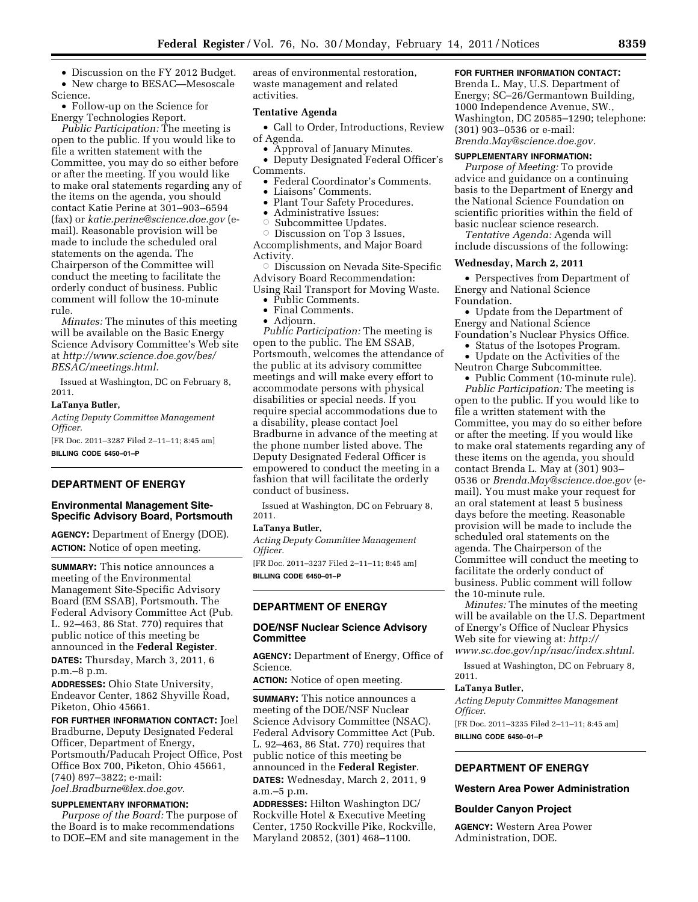- Discussion on the FY 2012 Budget.
- New charge to BESAC—Mesoscale Science.
- Follow-up on the Science for Energy Technologies Report.

*Public Participation:* The meeting is open to the public. If you would like to file a written statement with the Committee, you may do so either before or after the meeting. If you would like to make oral statements regarding any of the items on the agenda, you should contact Katie Perine at 301–903–6594 (fax) or *katie.perine@science.doe.gov* (e-mail). Reasonable provision will be made to include the scheduled oral statements on the agenda. The Chairperson of the Committee will conduct the meeting to facilitate the orderly conduct of business. Public comment will follow the 10-minute rule.

*Minutes:* The minutes of this meeting will be available on the Basic Energy Science Advisory Committee's Web site at *http://www.science.doe.gov/bes/BESAC/meetings.html.*

Issued at Washington, DC on February 8, 2011.

**LaTanya Butler,**

*Acting Deputy Committee Management Officer.*

[FR Doc. 2011–3287 Filed 2–11–11; 8:45 am]

**BILLING CODE 6450–01–P**

## DEPARTMENT OF ENERGY

### Environmental Management Site-Specific Advisory Board, Portsmouth

**AGENCY:** Department of Energy (DOE).

**ACTION:** Notice of open meeting.

**SUMMARY:** This notice announces a meeting of the Environmental Management Site-Specific Advisory Board (EM SSAB), Portsmouth. The Federal Advisory Committee Act (Pub. L. 92–463, 86 Stat. 770) requires that public notice of this meeting be announced in the **Federal Register**.

**DATES:** Thursday, March 3, 2011, 6 p.m.–8 p.m.

**ADDRESSES:** Ohio State University, Endeavor Center, 1862 Shyville Road, Piketon, Ohio 45661.

**FOR FURTHER INFORMATION CONTACT:** Joel Bradburne, Deputy Designated Federal Officer, Department of Energy, Portsmouth/Paducah Project Office, Post Office Box 700, Piketon, Ohio 45661, (740) 897–3822; e-mail: *Joel.Bradburne@lex.doe.gov*.

**SUPPLEMENTARY INFORMATION:**

*Purpose of the Board:* The purpose of the Board is to make recommendations to DOE–EM and site management in the areas of environmental restoration, waste management and related activities.

**Tentative Agenda**

- Call to Order, Introductions, Review of Agenda.
- Approval of January Minutes.
- Deputy Designated Federal Officer's Comments.
- Federal Coordinator's Comments.
- Liaisons' Comments.
- Plant Tour Safety Procedures.
- Administrative Issues:
  - Subcommittee Updates.
  - Discussion on Top 3 Issues, Accomplishments, and Major Board Activity.
  - Discussion on Nevada Site-Specific Advisory Board Recommendation: Using Rail Transport for Moving Waste.
- Public Comments.
- Final Comments.
- Adjourn.

*Public Participation:* The meeting is open to the public. The EM SSAB, Portsmouth, welcomes the attendance of the public at its advisory committee meetings and will make every effort to accommodate persons with physical disabilities or special needs. If you require special accommodations due to a disability, please contact Joel Bradburne in advance of the meeting at the phone number listed above. The Deputy Designated Federal Officer is empowered to conduct the meeting in a fashion that will facilitate the orderly conduct of business.

Issued at Washington, DC on February 8, 2011.

**LaTanya Butler,**

*Acting Deputy Committee Management Officer.*

[FR Doc. 2011–3237 Filed 2–11–11; 8:45 am]

**BILLING CODE 6450–01–P**

## DEPARTMENT OF ENERGY

### DOE/NSF Nuclear Science Advisory Committee

**AGENCY:** Department of Energy, Office of Science.

**ACTION:** Notice of open meeting.

**SUMMARY:** This notice announces a meeting of the DOE/NSF Nuclear Science Advisory Committee (NSAC). Federal Advisory Committee Act (Pub. L. 92–463, 86 Stat. 770) requires that public notice of this meeting be announced in the **Federal Register**.

**DATES:** Wednesday, March 2, 2011, 9 a.m.–5 p.m.

**ADDRESSES:** Hilton Washington DC/Rockville Hotel & Executive Meeting Center, 1750 Rockville Pike, Rockville, Maryland 20852, (301) 468–1100.

**FOR FURTHER INFORMATION CONTACT:** Brenda L. May, U.S. Department of Energy; SC–26/Germantown Building, 1000 Independence Avenue, SW., Washington, DC 20585–1290; telephone: (301) 903–0536 or e-mail: *Brenda.May@science.doe.gov.*

**SUPPLEMENTARY INFORMATION:**

*Purpose of Meeting:* To provide advice and guidance on a continuing basis to the Department of Energy and the National Science Foundation on scientific priorities within the field of basic nuclear science research.

*Tentative Agenda:* Agenda will include discussions of the following:

**Wednesday, March 2, 2011**

- Perspectives from Department of Energy and National Science Foundation.
- Update from the Department of Energy and National Science Foundation's Nuclear Physics Office.
- Status of the Isotopes Program.
- Update on the Activities of the Neutron Charge Subcommittee.
- Public Comment (10-minute rule).

*Public Participation:* The meeting is open to the public. If you would like to file a written statement with the Committee, you may do so either before or after the meeting. If you would like to make oral statements regarding any of these items on the agenda, you should contact Brenda L. May at (301) 903–0536 or *Brenda.May@science.doe.gov* (e-mail). You must make your request for an oral statement at least 5 business days before the meeting. Reasonable provision will be made to include the scheduled oral statements on the agenda. The Chairperson of the Committee will conduct the meeting to facilitate the orderly conduct of business. Public comment will follow the 10-minute rule.

*Minutes:* The minutes of the meeting will be available on the U.S. Department of Energy's Office of Nuclear Physics Web site for viewing at: *http://www.sc.doe.gov/np/nsac/index.shtml.*

Issued at Washington, DC on February 8, 2011.

**LaTanya Butler,**

*Acting Deputy Committee Management Officer.*

[FR Doc. 2011–3235 Filed 2–11–11; 8:45 am]

**BILLING CODE 6450–01–P**

## DEPARTMENT OF ENERGY

### Western Area Power Administration

### Boulder Canyon Project

**AGENCY:** Western Area Power Administration, DOE.